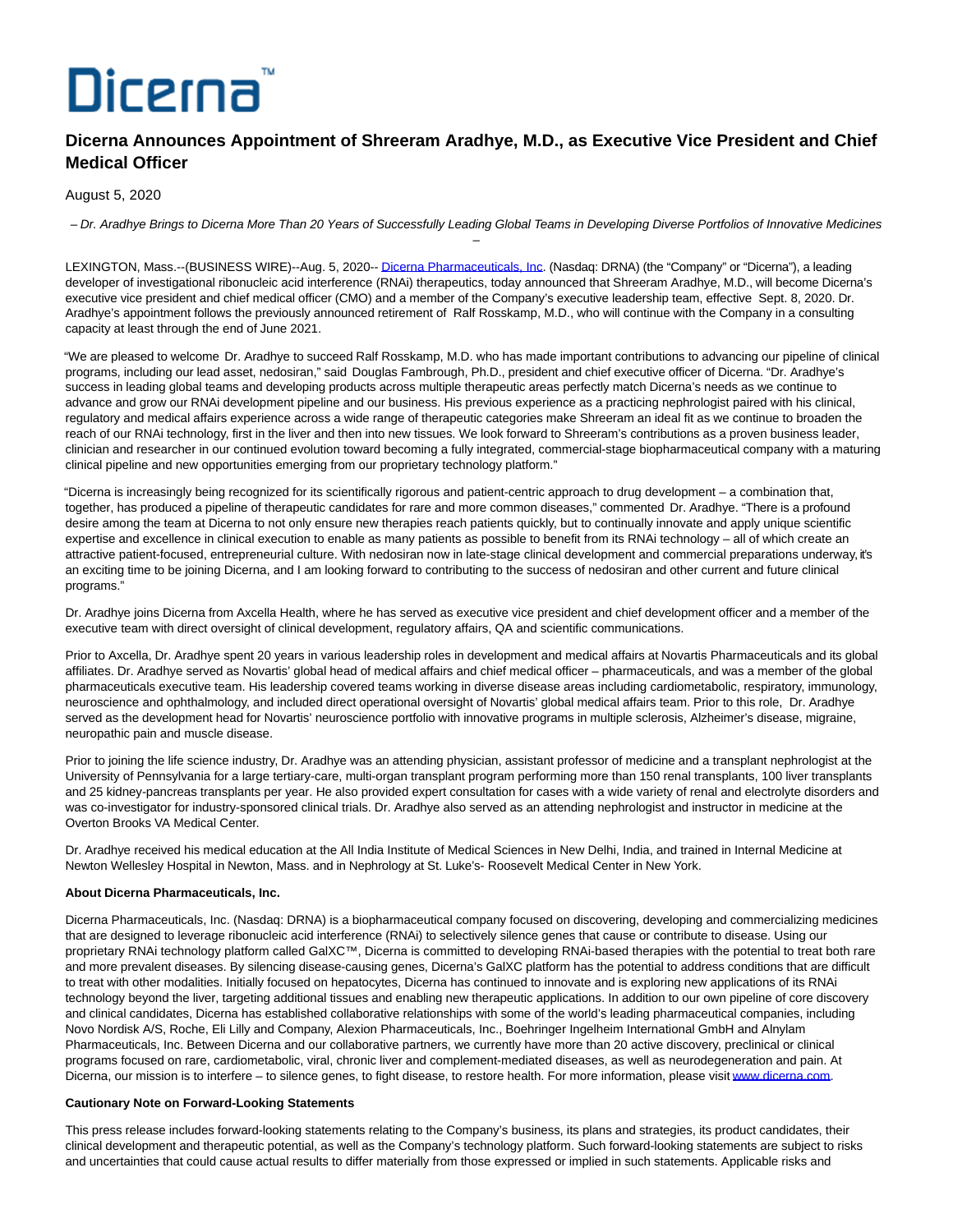Dicerna™

# Dicerna Announces Appointment of Shreeram Aradhye, M.D., as Executive Vice President and Chief Medical Officer

August 5, 2020

*– Dr. Aradhye Brings to Dicerna More Than 20 Years of Successfully Leading Global Teams in Developing Diverse Portfolios of Innovative Medicines –*

LEXINGTON, Mass.--(BUSINESS WIRE)--Aug. 5, 2020-- Dicerna Pharmaceuticals, Inc. (Nasdaq: DRNA) (the "Company" or "Dicerna"), a leading developer of investigational ribonucleic acid interference (RNAi) therapeutics, today announced that Shreeram Aradhye, M.D., will become Dicerna's executive vice president and chief medical officer (CMO) and a member of the Company's executive leadership team, effective Sept. 8, 2020. Dr. Aradhye's appointment follows the previously announced retirement of Ralf Rosskamp, M.D., who will continue with the Company in a consulting capacity at least through the end of June 2021.

"We are pleased to welcome Dr. Aradhye to succeed Ralf Rosskamp, M.D. who has made important contributions to advancing our pipeline of clinical programs, including our lead asset, nedosiran," said Douglas Fambrough, Ph.D., president and chief executive officer of Dicerna. "Dr. Aradhye's success in leading global teams and developing products across multiple therapeutic areas perfectly match Dicerna's needs as we continue to advance and grow our RNAi development pipeline and our business. His previous experience as a practicing nephrologist paired with his clinical, regulatory and medical affairs experience across a wide range of therapeutic categories make Shreeram an ideal fit as we continue to broaden the reach of our RNAi technology, first in the liver and then into new tissues. We look forward to Shreeram's contributions as a proven business leader, clinician and researcher in our continued evolution toward becoming a fully integrated, commercial-stage biopharmaceutical company with a maturing clinical pipeline and new opportunities emerging from our proprietary technology platform."

"Dicerna is increasingly being recognized for its scientifically rigorous and patient-centric approach to drug development – a combination that, together, has produced a pipeline of therapeutic candidates for rare and more common diseases," commented Dr. Aradhye. "There is a profound desire among the team at Dicerna to not only ensure new therapies reach patients quickly, but to continually innovate and apply unique scientific expertise and excellence in clinical execution to enable as many patients as possible to benefit from its RNAi technology – all of which create an attractive patient-focused, entrepreneurial culture. With nedosiran now in late-stage clinical development and commercial preparations underway, it's an exciting time to be joining Dicerna, and I am looking forward to contributing to the success of nedosiran and other current and future clinical programs."

Dr. Aradhye joins Dicerna from Axcella Health, where he has served as executive vice president and chief development officer and a member of the executive team with direct oversight of clinical development, regulatory affairs, QA and scientific communications.

Prior to Axcella, Dr. Aradhye spent 20 years in various leadership roles in development and medical affairs at Novartis Pharmaceuticals and its global affiliates. Dr. Aradhye served as Novartis' global head of medical affairs and chief medical officer – pharmaceuticals, and was a member of the global pharmaceuticals executive team. His leadership covered teams working in diverse disease areas including cardiometabolic, respiratory, immunology, neuroscience and ophthalmology, and included direct operational oversight of Novartis' global medical affairs team. Prior to this role, Dr. Aradhye served as the development head for Novartis' neuroscience portfolio with innovative programs in multiple sclerosis, Alzheimer's disease, migraine, neuropathic pain and muscle disease.

Prior to joining the life science industry, Dr. Aradhye was an attending physician, assistant professor of medicine and a transplant nephrologist at the University of Pennsylvania for a large tertiary-care, multi-organ transplant program performing more than 150 renal transplants, 100 liver transplants and 25 kidney-pancreas transplants per year. He also provided expert consultation for cases with a wide variety of renal and electrolyte disorders and was co-investigator for industry-sponsored clinical trials. Dr. Aradhye also served as an attending nephrologist and instructor in medicine at the Overton Brooks VA Medical Center.

Dr. Aradhye received his medical education at the All India Institute of Medical Sciences in New Delhi, India, and trained in Internal Medicine at Newton Wellesley Hospital in Newton, Mass. and in Nephrology at St. Luke's- Roosevelt Medical Center in New York.

**About Dicerna Pharmaceuticals, Inc.**

Dicerna Pharmaceuticals, Inc. (Nasdaq: DRNA) is a biopharmaceutical company focused on discovering, developing and commercializing medicines that are designed to leverage ribonucleic acid interference (RNAi) to selectively silence genes that cause or contribute to disease. Using our proprietary RNAi technology platform called GalXC™, Dicerna is committed to developing RNAi-based therapies with the potential to treat both rare and more prevalent diseases. By silencing disease-causing genes, Dicerna's GalXC platform has the potential to address conditions that are difficult to treat with other modalities. Initially focused on hepatocytes, Dicerna has continued to innovate and is exploring new applications of its RNAi technology beyond the liver, targeting additional tissues and enabling new therapeutic applications. In addition to our own pipeline of core discovery and clinical candidates, Dicerna has established collaborative relationships with some of the world's leading pharmaceutical companies, including Novo Nordisk A/S, Roche, Eli Lilly and Company, Alexion Pharmaceuticals, Inc., Boehringer Ingelheim International GmbH and Alnylam Pharmaceuticals, Inc. Between Dicerna and our collaborative partners, we currently have more than 20 active discovery, preclinical or clinical programs focused on rare, cardiometabolic, viral, chronic liver and complement-mediated diseases, as well as neurodegeneration and pain. At Dicerna, our mission is to interfere – to silence genes, to fight disease, to restore health. For more information, please visit www.dicerna.com.

**Cautionary Note on Forward-Looking Statements**

This press release includes forward-looking statements relating to the Company's business, its plans and strategies, its product candidates, their clinical development and therapeutic potential, as well as the Company's technology platform. Such forward-looking statements are subject to risks and uncertainties that could cause actual results to differ materially from those expressed or implied in such statements. Applicable risks and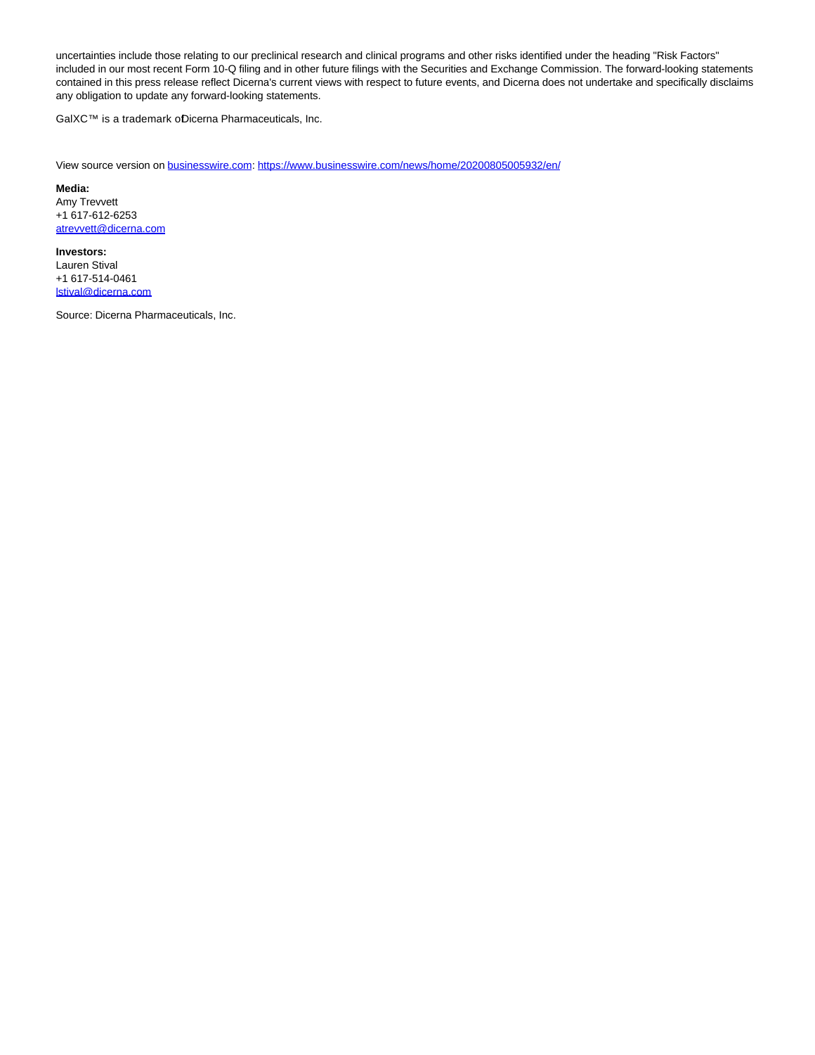uncertainties include those relating to our preclinical research and clinical programs and other risks identified under the heading "Risk Factors" included in our most recent Form 10-Q filing and in other future filings with the Securities and Exchange Commission. The forward-looking statements contained in this press release reflect Dicerna's current views with respect to future events, and Dicerna does not undertake and specifically disclaims any obligation to update any forward-looking statements.

GalXC™ is a trademark of Dicerna Pharmaceuticals, Inc.

View source version on businesswire.com: https://www.businesswire.com/news/home/20200805005932/en/

**Media:**
Amy Trevvett
+1 617-612-6253
atrevvett@dicerna.com

**Investors:**
Lauren Stival
+1 617-514-0461
lstival@dicerna.com

Source: Dicerna Pharmaceuticals, Inc.